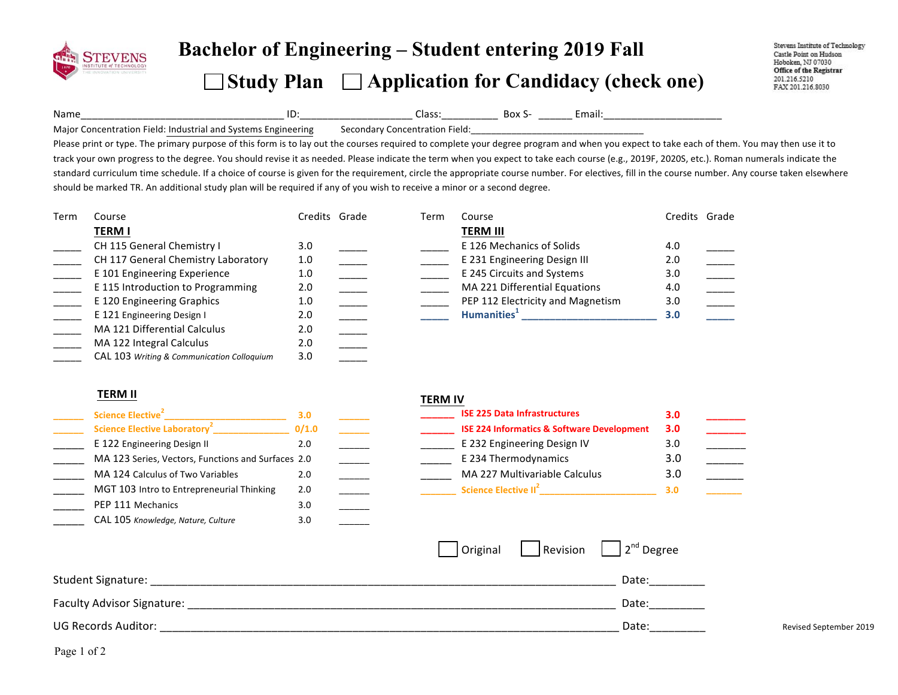# Bachelor of Engineering – Student entering 2019 Fall

## ☐ Study Plan ☐ Application for Candidacy (check one)

Stevens Institute of Technology
Castle Point on Hudson
Hoboken, NJ 07030
Office of the Registrar
201.216.5210
FAX 201.216.8030

Name______________________________________ ID:_____________________ Class:__________ Box S- ______ Email:______________________

Major Concentration Field: Industrial and Systems Engineering Secondary Concentration Field:__________________________________

Please print or type. The primary purpose of this form is to lay out the courses required to complete your degree program and when you expect to take each of them. You may then use it to track your own progress to the degree. You should revise it as needed. Please indicate the term when you expect to take each course (e.g., 2019F, 2020S, etc.). Roman numerals indicate the standard curriculum time schedule. If a choice of course is given for the requirement, circle the appropriate course number. For electives, fill in the course number. Any course taken elsewhere should be marked TR. An additional study plan will be required if any of you wish to receive a minor or a second degree.

| Term | Course | Credits | Grade |
|---|---|---|---|
| | **TERM I** | | |
| _____ | CH 115 General Chemistry I | 3.0 | _____ |
| _____ | CH 117 General Chemistry Laboratory | 1.0 | _____ |
| _____ | E 101 Engineering Experience | 1.0 | _____ |
| _____ | E 115 Introduction to Programming | 2.0 | _____ |
| _____ | E 120 Engineering Graphics | 1.0 | _____ |
| _____ | E 121 Engineering Design I | 2.0 | _____ |
| _____ | MA 121 Differential Calculus | 2.0 | _____ |
| _____ | MA 122 Integral Calculus | 2.0 | _____ |
| _____ | CAL 103 *Writing & Communication Colloquium* | 3.0 | _____ |
| | **TERM II** | | |
| _____ | Science Elective[2] ________________________ | 3.0 | _____ |
| _____ | Science Elective Laboratory[2] _______________ | 0/1.0 | _____ |
| _____ | E 122 Engineering Design II | 2.0 | _____ |
| _____ | MA 123 Series, Vectors, Functions and Surfaces | 2.0 | _____ |
| _____ | MA 124 Calculus of Two Variables | 2.0 | _____ |
| _____ | MGT 103 Intro to Entrepreneurial Thinking | 2.0 | _____ |
| _____ | PEP 111 Mechanics | 3.0 | _____ |
| _____ | CAL 105 *Knowledge, Nature, Culture* | 3.0 | _____ |

| Term | Course | Credits | Grade |
|---|---|---|---|
| | **TERM III** | | |
| _____ | E 126 Mechanics of Solids | 4.0 | _____ |
| _____ | E 231 Engineering Design III | 2.0 | _____ |
| _____ | E 245 Circuits and Systems | 3.0 | _____ |
| _____ | MA 221 Differential Equations | 4.0 | _____ |
| _____ | PEP 112 Electricity and Magnetism | 3.0 | _____ |
| _____ | Humanities[1] _________________________ | 3.0 | _____ |
| | **TERM IV** | | |
| _____ | **ISE 225 Data Infrastructures** | **3.0** | _____ |
| _____ | **ISE 224 Informatics & Software Development** | **3.0** | _____ |
| _____ | E 232 Engineering Design IV | 3.0 | _____ |
| _____ | E 234 Thermodynamics | 3.0 | _____ |
| _____ | MA 227 Multivariable Calculus | 3.0 | _____ |
| _____ | Science Elective II[2] _______________________ | 3.0 | _____ |

☐ Original ☐ Revision ☐ 2nd Degree

Student Signature: ______________________________________________________________ Date:_________

Faculty Advisor Signature: _______________________________________________________ Date:_________

UG Records Auditor: ____________________________________________________________ Date:_________

Revised September 2019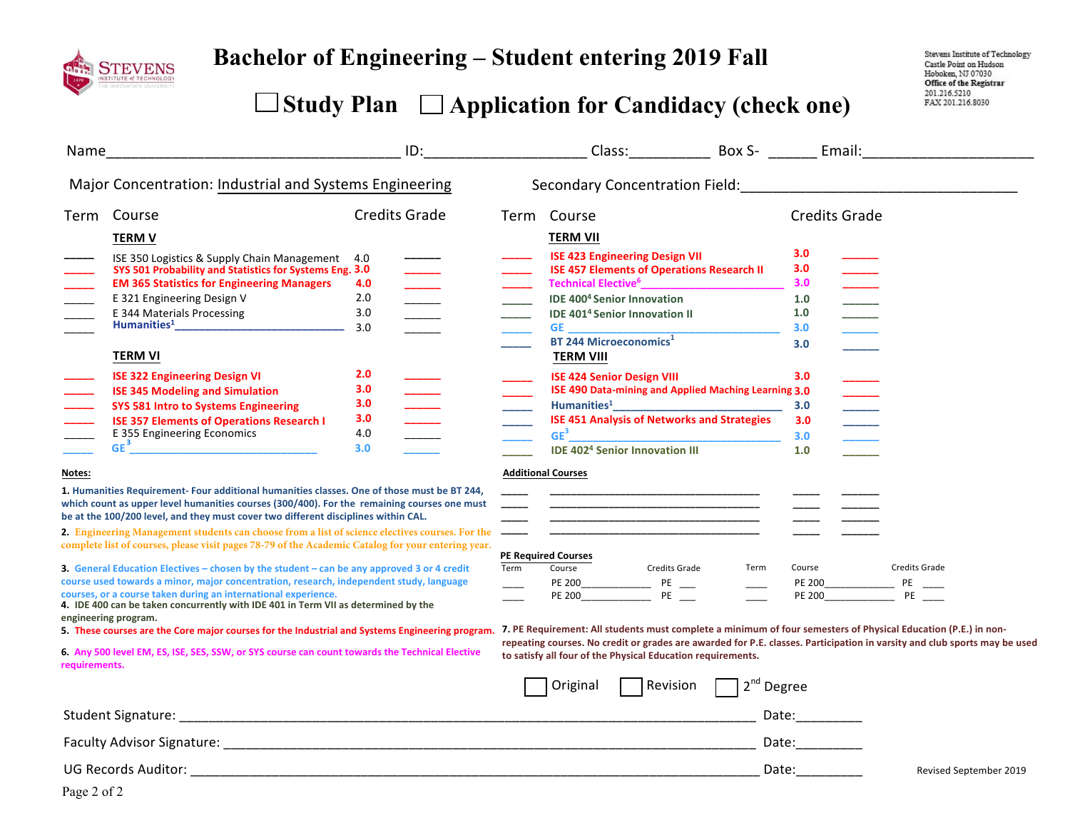# Bachelor of Engineering – Student entering 2019 Fall

☐ Study Plan ☐ Application for Candidacy (check one)

Stevens Institute of Technology
Castle Point on Hudson
Hoboken, NJ 07030
Office of the Registrar
201.216.5210
FAX 201.216.8030

Name____________________ ID:____________ Class:________ Box S- ______ Email:______________

Major Concentration: Industrial and Systems Engineering

Secondary Concentration Field:______________________

| Term | Course | Credits | Grade |
|---|---|---|---|
| | **TERM V** | | |
| _____ | ISE 350 Logistics & Supply Chain Management | 4.0 | ______ |
| _____ | **SYS 501 Probability and Statistics for Systems Eng.** | **3.0** | ______ |
| _____ | **EM 365 Statistics for Engineering Managers** | **4.0** | ______ |
| _____ | E 321 Engineering Design V | 2.0 | ______ |
| _____ | E 344 Materials Processing | 3.0 | ______ |
| _____ | **Humanities[1]**____________________ | 3.0 | ______ |
| | **TERM VI** | | |
| _____ | **ISE 322 Engineering Design VI** | **2.0** | ______ |
| _____ | **ISE 345 Modeling and Simulation** | **3.0** | ______ |
| _____ | **SYS 581 Intro to Systems Engineering** | **3.0** | ______ |
| _____ | **ISE 357 Elements of Operations Research I** | **3.0** | ______ |
| _____ | E 355 Engineering Economics | 4.0 | ______ |
| _____ | **GE[3]**____________________ | **3.0** | ______ |
| | **TERM VII** | | |
| _____ | **ISE 423 Engineering Design VII** | **3.0** | ______ |
| _____ | **ISE 457 Elements of Operations Research II** | **3.0** | ______ |
| _____ | **Technical Elective[6]**____________________ | **3.0** | ______ |
| _____ | **IDE 400[4] Senior Innovation** | **1.0** | ______ |
| _____ | **IDE 401[4] Senior Innovation II** | **1.0** | ______ |
| _____ | **GE** ____________________ | **3.0** | ______ |
| _____ | **BT 244 Microeconomics[1]** | **3.0** | ______ |
| | **TERM VIII** | | |
| _____ | **ISE 424 Senior Design VIII** | **3.0** | ______ |
| _____ | **ISE 490 Data-mining and Applied Maching Learning** | **3.0** | ______ |
| _____ | **Humanities[1]**____________________ | **3.0** | ______ |
| _____ | **ISE 451 Analysis of Networks and Strategies** | **3.0** | ______ |
| _____ | **GE[3]**____________________ | **3.0** | ______ |
| _____ | **IDE 402[4] Senior Innovation III** | **1.0** | ______ |

**Additional Courses**

| | | | |
|---|---|---|---|
| _____ | ____________________ | _____ | ______ |
| _____ | ____________________ | _____ | ______ |
| _____ | ____________________ | _____ | ______ |
| _____ | ____________________ | _____ | ______ |

**PE Required Courses**

| Term | Course | Credits | Grade | Term | Course | Credits | Grade |
|---|---|---|---|---|---|---|---|
| ____ | PE 200__________ | PE | ___ | ____ | PE 200__________ | PE | ___ |
| ____ | PE 200__________ | PE | ___ | ____ | PE 200__________ | PE | ___ |

**Notes:**

1. **Humanities Requirement- Four additional humanities classes. One of those must be BT 244, which count as upper level humanities courses (300/400). For the remaining courses one must be at the 100/200 level, and they must cover two different disciplines within CAL.**
2. **Engineering Management students can choose from a list of science electives courses. For the complete list of courses, please visit pages 78-79 of the Academic Catalog for your entering year.**
3. **General Education Electives – chosen by the student – can be any approved 3 or 4 credit course used towards a minor, major concentration, research, independent study, language courses, or a course taken during an international experience.**
4. **IDE 400 can be taken concurrently with IDE 401 in Term VII as determined by the engineering program.**
5. **These courses are the Core major courses for the Industrial and Systems Engineering program.**
6. **Any 500 level EM, ES, ISE, SES, SSW, or SYS course can count towards the Technical Elective requirements.**
7. **PE Requirement: All students must complete a minimum of four semesters of Physical Education (P.E.) in non-repeating courses. No credit or grades are awarded for P.E. classes. Participation in varsity and club sports may be used to satisfy all four of the Physical Education requirements.**

☐ Original ☐ Revision ☐ 2nd Degree

Student Signature: ______________________________ Date:_________

Faculty Advisor Signature: ______________________________ Date:_________

UG Records Auditor: ______________________________ Date:_________

Revised September 2019